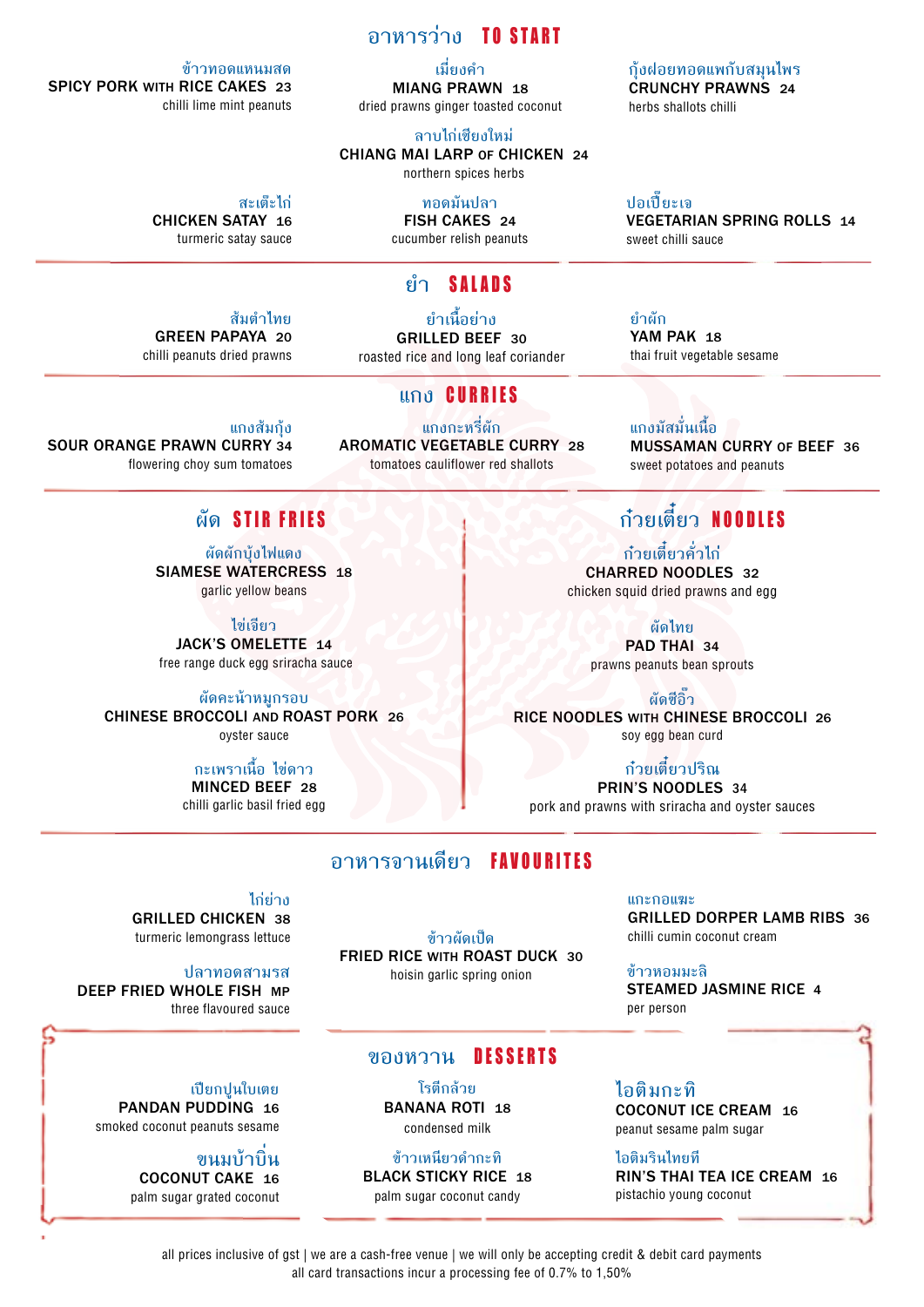# อาหารว่าง TO START

ข้าวทอดแหนมสด
**SPICY PORK WITH RICE CAKES** 23
chilli lime mint peanuts

เมี่ยงคำ
**MIANG PRAWN** 18
dried prawns ginger toasted coconut

กุ้งฝอยทอดแพกับสมุนไพร
**CRUNCHY PRAWNS** 24
herbs shallots chilli

ลาบไก่เชียงใหม่
**CHIANG MAI LARP OF CHICKEN** 24
northern spices herbs

สะเต๊ะไก่
**CHICKEN SATAY** 16
turmeric satay sauce

ทอดมันปลา
**FISH CAKES** 24
cucumber relish peanuts

ปอเปี๊ยะเจ
**VEGETARIAN SPRING ROLLS** 14
sweet chilli sauce

# ยำ SALADS

ส้มตำไทย
**GREEN PAPAYA** 20
chilli peanuts dried prawns

ยำเนื้อย่าง
**GRILLED BEEF** 30
roasted rice and long leaf coriander

ยำผัก
**YAM PAK** 18
thai fruit vegetable sesame

# แกง CURRIES

แกงส้มกุ้ง
**SOUR ORANGE PRAWN CURRY** 34
flowering choy sum tomatoes

แกงกะหรี่ผัก
**AROMATIC VEGETABLE CURRY** 28
tomatoes cauliflower red shallots

แกงมัสมั่นเนื้อ
**MUSSAMAN CURRY OF BEEF** 36
sweet potatoes and peanuts

# ผัด STIR FRIES

ผัดผักบุ้งไฟแดง
**SIAMESE WATERCRESS** 18
garlic yellow beans

ไข่เจียว
**JACK'S OMELETTE** 14
free range duck egg sriracha sauce

ผัดคะน้าหมูกรอบ
**CHINESE BROCCOLI AND ROAST PORK** 26
oyster sauce

กะเพราเนื้อ ไข่ดาว
**MINCED BEEF** 28
chilli garlic basil fried egg

# ก๋วยเตี๋ยว NOODLES

ก๋วยเตี๋ยวคั่วไก่
**CHARRED NOODLES** 32
chicken squid dried prawns and egg

ผัดไทย
**PAD THAI** 34
prawns peanuts bean sprouts

ผัดซีอิ๊ว
**RICE NOODLES WITH CHINESE BROCCOLI** 26
soy egg bean curd

ก๋วยเตี๋ยวปริณ
**PRIN'S NOODLES** 34
pork and prawns with sriracha and oyster sauces

# อาหารจานเดียว FAVOURITES

ไก่ย่าง
**GRILLED CHICKEN** 38
turmeric lemongrass lettuce

ปลาทอดสามรส
**DEEP FRIED WHOLE FISH** MP
three flavoured sauce

ข้าวผัดเป็ด
**FRIED RICE WITH ROAST DUCK** 30
hoisin garlic spring onion

แกะกอแฆะ
**GRILLED DORPER LAMB RIBS** 36
chilli cumin coconut cream

ข้าวหอมมะลิ
**STEAMED JASMINE RICE** 4
per person

# ของหวาน DESSERTS

เปียกปูนใบเตย
**PANDAN PUDDING** 16
smoked coconut peanuts sesame

ขนมบ้าบิ่น
**COCONUT CAKE** 16
palm sugar grated coconut

โรตีกล้วย
**BANANA ROTI** 18
condensed milk

ข้าวเหนียวดำกะทิ
**BLACK STICKY RICE** 18
palm sugar coconut candy

ไอติมกะทิ
**COCONUT ICE CREAM** 16
peanut sesame palm sugar

ไอติมรินไทยที
**RIN'S THAI TEA ICE CREAM** 16
pistachio young coconut

all prices inclusive of gst | we are a cash-free venue | we will only be accepting credit & debit card payments
all card transactions incur a processing fee of 0.7% to 1,50%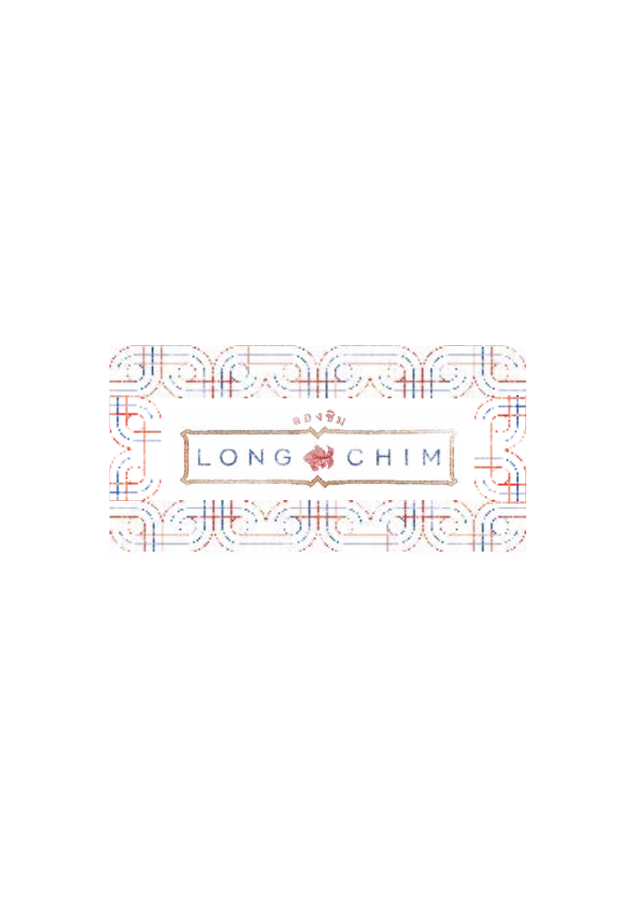ลองชิม

LONG CHIM